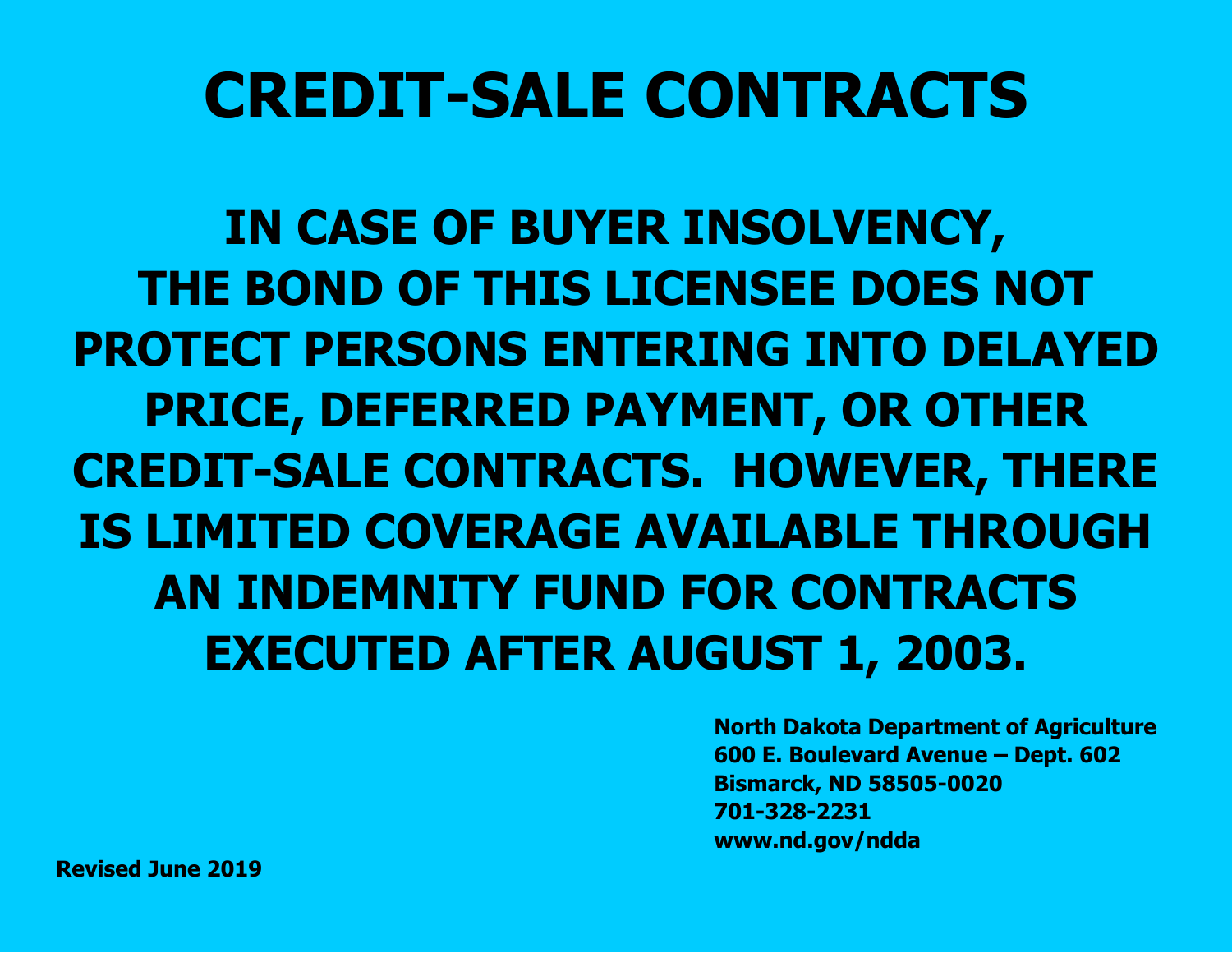# CREDIT-SALE CONTRACTS

## IN CASE OF BUYER INSOLVENCY, THE BOND OF THIS LICENSEE DOES NOT PROTECT PERSONS ENTERING INTO DELAYED PRICE, DEFERRED PAYMENT, OR OTHER CREDIT-SALE CONTRACTS. HOWEVER, THERE IS LIMITED COVERAGE AVAILABLE THROUGH AN INDEMNITY FUND FOR CONTRACTS EXECUTED AFTER AUGUST 1, 2003.

**North Dakota Department of Agriculture**
**600 E. Boulevard Avenue – Dept. 602**
**Bismarck, ND 58505-0020**
**701-328-2231**
**www.nd.gov/ndda**

**Revised June 2019**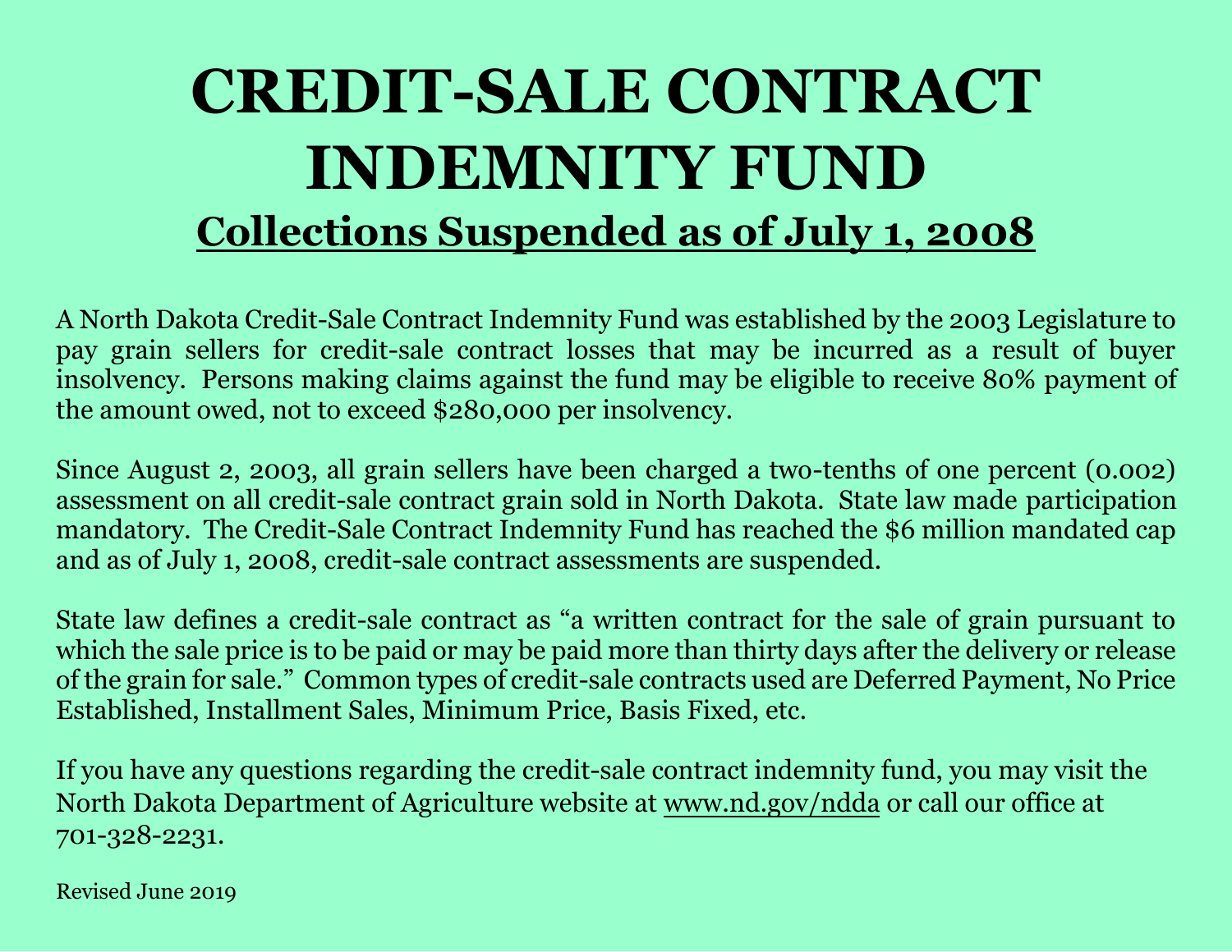# CREDIT-SALE CONTRACT INDEMNITY FUND

## Collections Suspended as of July 1, 2008

A North Dakota Credit-Sale Contract Indemnity Fund was established by the 2003 Legislature to pay grain sellers for credit-sale contract losses that may be incurred as a result of buyer insolvency. Persons making claims against the fund may be eligible to receive 80% payment of the amount owed, not to exceed $280,000 per insolvency.

Since August 2, 2003, all grain sellers have been charged a two-tenths of one percent (0.002) assessment on all credit-sale contract grain sold in North Dakota. State law made participation mandatory. The Credit-Sale Contract Indemnity Fund has reached the $6 million mandated cap and as of July 1, 2008, credit-sale contract assessments are suspended.

State law defines a credit-sale contract as "a written contract for the sale of grain pursuant to which the sale price is to be paid or may be paid more than thirty days after the delivery or release of the grain for sale." Common types of credit-sale contracts used are Deferred Payment, No Price Established, Installment Sales, Minimum Price, Basis Fixed, etc.

If you have any questions regarding the credit-sale contract indemnity fund, you may visit the North Dakota Department of Agriculture website at www.nd.gov/ndda or call our office at 701-328-2231.

Revised June 2019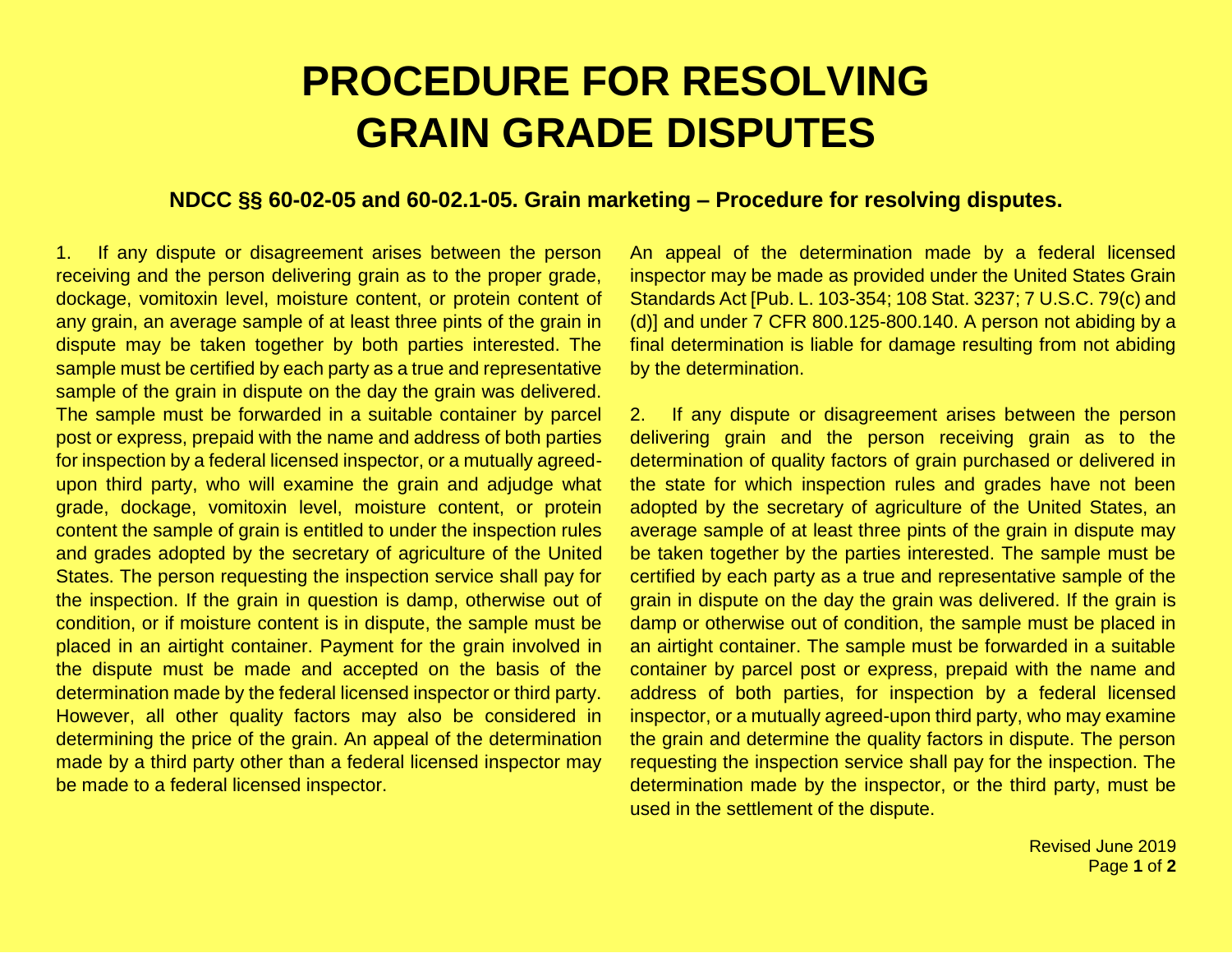# PROCEDURE FOR RESOLVING GRAIN GRADE DISPUTES

### NDCC §§ 60-02-05 and 60-02.1-05. Grain marketing – Procedure for resolving disputes.

1. If any dispute or disagreement arises between the person receiving and the person delivering grain as to the proper grade, dockage, vomitoxin level, moisture content, or protein content of any grain, an average sample of at least three pints of the grain in dispute may be taken together by both parties interested. The sample must be certified by each party as a true and representative sample of the grain in dispute on the day the grain was delivered. The sample must be forwarded in a suitable container by parcel post or express, prepaid with the name and address of both parties for inspection by a federal licensed inspector, or a mutually agreed-upon third party, who will examine the grain and adjudge what grade, dockage, vomitoxin level, moisture content, or protein content the sample of grain is entitled to under the inspection rules and grades adopted by the secretary of agriculture of the United States. The person requesting the inspection service shall pay for the inspection. If the grain in question is damp, otherwise out of condition, or if moisture content is in dispute, the sample must be placed in an airtight container. Payment for the grain involved in the dispute must be made and accepted on the basis of the determination made by the federal licensed inspector or third party. However, all other quality factors may also be considered in determining the price of the grain. An appeal of the determination made by a third party other than a federal licensed inspector may be made to a federal licensed inspector. An appeal of the determination made by a federal licensed inspector may be made as provided under the United States Grain Standards Act [Pub. L. 103-354; 108 Stat. 3237; 7 U.S.C. 79(c) and (d)] and under 7 CFR 800.125-800.140. A person not abiding by a final determination is liable for damage resulting from not abiding by the determination.

2. If any dispute or disagreement arises between the person delivering grain and the person receiving grain as to the determination of quality factors of grain purchased or delivered in the state for which inspection rules and grades have not been adopted by the secretary of agriculture of the United States, an average sample of at least three pints of the grain in dispute may be taken together by the parties interested. The sample must be certified by each party as a true and representative sample of the grain in dispute on the day the grain was delivered. If the grain is damp or otherwise out of condition, the sample must be placed in an airtight container. The sample must be forwarded in a suitable container by parcel post or express, prepaid with the name and address of both parties, for inspection by a federal licensed inspector, or a mutually agreed-upon third party, who may examine the grain and determine the quality factors in dispute. The person requesting the inspection service shall pay for the inspection. The determination made by the inspector, or the third party, must be used in the settlement of the dispute.

Revised June 2019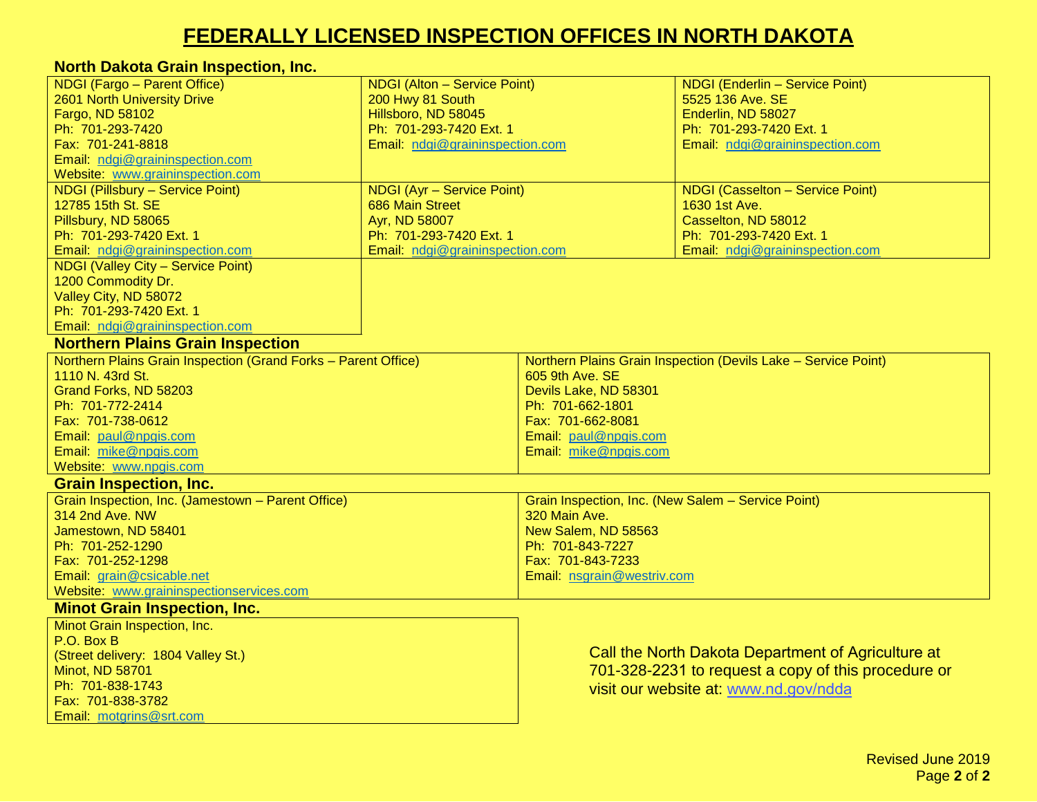# FEDERALLY LICENSED INSPECTION OFFICES IN NORTH DAKOTA

## North Dakota Grain Inspection, Inc.

| | | |
|---|---|---|
| NDGI (Fargo – Parent Office)<br>2601 North University Drive<br>Fargo, ND 58102<br>Ph: 701-293-7420<br>Fax: 701-241-8818<br>Email: ndgi@graininspection.com<br>Website: www.graininspection.com | NDGI (Alton – Service Point)<br>200 Hwy 81 South<br>Hillsboro, ND 58045<br>Ph: 701-293-7420 Ext. 1<br>Email: ndgi@graininspection.com | NDGI (Enderlin – Service Point)<br>5525 136 Ave. SE<br>Enderlin, ND 58027<br>Ph: 701-293-7420 Ext. 1<br>Email: ndgi@graininspection.com |
| NDGI (Pillsbury – Service Point)<br>12785 15th St. SE<br>Pillsbury, ND 58065<br>Ph: 701-293-7420 Ext. 1<br>Email: ndgi@graininspection.com | NDGI (Ayr – Service Point)<br>686 Main Street<br>Ayr, ND 58007<br>Ph: 701-293-7420 Ext. 1<br>Email: ndgi@graininspection.com | NDGI (Casselton – Service Point)<br>1630 1st Ave.<br>Casselton, ND 58012<br>Ph: 701-293-7420 Ext. 1<br>Email: ndgi@graininspection.com |
| NDGI (Valley City – Service Point)<br>1200 Commodity Dr.<br>Valley City, ND 58072<br>Ph: 701-293-7420 Ext. 1<br>Email: ndgi@graininspection.com | | |

## Northern Plains Grain Inspection

| | |
|---|---|
| Northern Plains Grain Inspection (Grand Forks – Parent Office)<br>1110 N. 43rd St.<br>Grand Forks, ND 58203<br>Ph: 701-772-2414<br>Fax: 701-738-0612<br>Email: paul@npgis.com<br>Email: mike@npgis.com<br>Website: www.npgis.com | Northern Plains Grain Inspection (Devils Lake – Service Point)<br>605 9th Ave. SE<br>Devils Lake, ND 58301<br>Ph: 701-662-1801<br>Fax: 701-662-8081<br>Email: paul@npgis.com<br>Email: mike@npgis.com |

## Grain Inspection, Inc.

| | |
|---|---|
| Grain Inspection, Inc. (Jamestown – Parent Office)<br>314 2nd Ave. NW<br>Jamestown, ND 58401<br>Ph: 701-252-1290<br>Fax: 701-252-1298<br>Email: grain@csicable.net<br>Website: www.graininspectionservices.com | Grain Inspection, Inc. (New Salem – Service Point)<br>320 Main Ave.<br>New Salem, ND 58563<br>Ph: 701-843-7227<br>Fax: 701-843-7233<br>Email: nsgrain@westriv.com |

## Minot Grain Inspection, Inc.

| |
|---|
| Minot Grain Inspection, Inc.<br>P.O. Box B<br>(Street delivery: 1804 Valley St.)<br>Minot, ND 58701<br>Ph: 701-838-1743<br>Fax: 701-838-3782<br>Email: motgrins@srt.com |

Call the North Dakota Department of Agriculture at 701-328-2231 to request a copy of this procedure or visit our website at: www.nd.gov/ndda

Revised June 2019